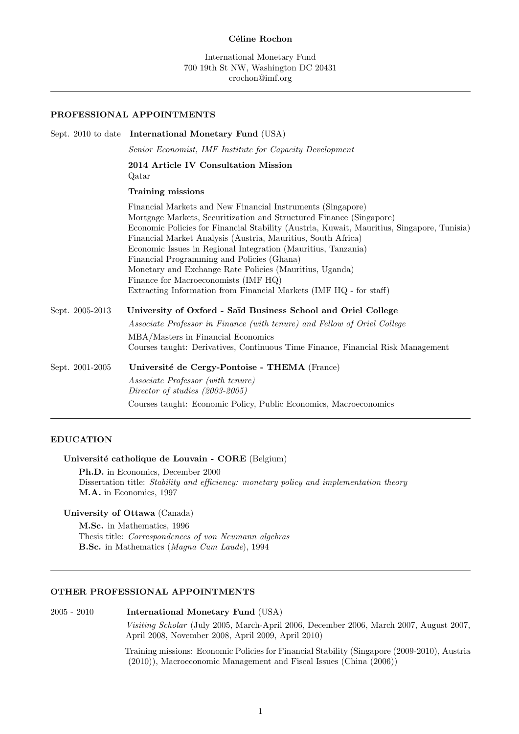# Céline Rochon

International Monetary Fund
700 19th St NW, Washington DC 20431
crochon@imf.org

---

## PROFESSIONAL APPOINTMENTS

**Sept. 2010 to date** — **International Monetary Fund** (USA)

*Senior Economist, IMF Institute for Capacity Development*

**2014 Article IV Consultation Mission**
Qatar

**Training missions**

Financial Markets and New Financial Instruments (Singapore)
Mortgage Markets, Securitization and Structured Finance (Singapore)
Economic Policies for Financial Stability (Austria, Kuwait, Mauritius, Singapore, Tunisia)
Financial Market Analysis (Austria, Mauritius, South Africa)
Economic Issues in Regional Integration (Mauritius, Tanzania)
Financial Programming and Policies (Ghana)
Monetary and Exchange Rate Policies (Mauritius, Uganda)
Finance for Macroeconomists (IMF HQ)
Extracting Information from Financial Markets (IMF HQ - for staff)

**Sept. 2005-2013** — **University of Oxford - Saïd Business School and Oriel College**

*Associate Professor in Finance (with tenure) and Fellow of Oriel College*

MBA/Masters in Financial Economics
Courses taught: Derivatives, Continuous Time Finance, Financial Risk Management

**Sept. 2001-2005** — **Université de Cergy-Pontoise - THEMA** (France)

*Associate Professor (with tenure)*
*Director of studies (2003-2005)*

Courses taught: Economic Policy, Public Economics, Macroeconomics

---

## EDUCATION

**Université catholique de Louvain - CORE** (Belgium)

**Ph.D.** in Economics, December 2000
Dissertation title: *Stability and efficiency: monetary policy and implementation theory*
**M.A.** in Economics, 1997

**University of Ottawa** (Canada)

**M.Sc.** in Mathematics, 1996
Thesis title: *Correspondences of von Neumann algebras*
**B.Sc.** in Mathematics (*Magna Cum Laude*), 1994

---

## OTHER PROFESSIONAL APPOINTMENTS

**2005 - 2010** — **International Monetary Fund** (USA)

*Visiting Scholar* (July 2005, March-April 2006, December 2006, March 2007, August 2007, April 2008, November 2008, April 2009, April 2010)

Training missions: Economic Policies for Financial Stability (Singapore (2009-2010), Austria (2010)), Macroeconomic Management and Fiscal Issues (China (2006))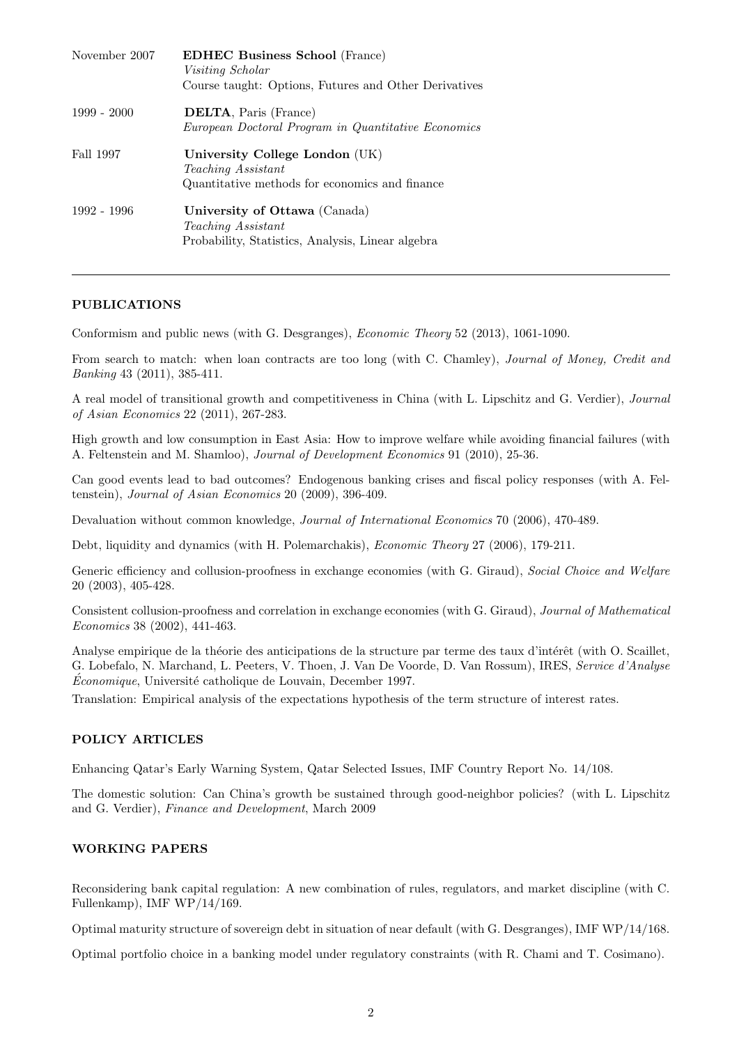November 2007 — **EDHEC Business School** (France)
*Visiting Scholar*
Course taught: Options, Futures and Other Derivatives

1999 - 2000 — **DELTA**, Paris (France)
*European Doctoral Program in Quantitative Economics*

Fall 1997 — **University College London** (UK)
*Teaching Assistant*
Quantitative methods for economics and finance

1992 - 1996 — **University of Ottawa** (Canada)
*Teaching Assistant*
Probability, Statistics, Analysis, Linear algebra

---

## PUBLICATIONS

Conformism and public news (with G. Desgranges), *Economic Theory* 52 (2013), 1061-1090.

From search to match: when loan contracts are too long (with C. Chamley), *Journal of Money, Credit and Banking* 43 (2011), 385-411.

A real model of transitional growth and competitiveness in China (with L. Lipschitz and G. Verdier), *Journal of Asian Economics* 22 (2011), 267-283.

High growth and low consumption in East Asia: How to improve welfare while avoiding financial failures (with A. Feltenstein and M. Shamloo), *Journal of Development Economics* 91 (2010), 25-36.

Can good events lead to bad outcomes? Endogenous banking crises and fiscal policy responses (with A. Feltenstein), *Journal of Asian Economics* 20 (2009), 396-409.

Devaluation without common knowledge, *Journal of International Economics* 70 (2006), 470-489.

Debt, liquidity and dynamics (with H. Polemarchakis), *Economic Theory* 27 (2006), 179-211.

Generic efficiency and collusion-proofness in exchange economies (with G. Giraud), *Social Choice and Welfare* 20 (2003), 405-428.

Consistent collusion-proofness and correlation in exchange economies (with G. Giraud), *Journal of Mathematical Economics* 38 (2002), 441-463.

Analyse empirique de la théorie des anticipations de la structure par terme des taux d'intérêt (with O. Scaillet, G. Lobefalo, N. Marchand, L. Peeters, V. Thoen, J. Van De Voorde, D. Van Rossum), IRES, *Service d'Analyse Économique*, Université catholique de Louvain, December 1997.

Translation: Empirical analysis of the expectations hypothesis of the term structure of interest rates.

## POLICY ARTICLES

Enhancing Qatar's Early Warning System, Qatar Selected Issues, IMF Country Report No. 14/108.

The domestic solution: Can China's growth be sustained through good-neighbor policies? (with L. Lipschitz and G. Verdier), *Finance and Development*, March 2009

## WORKING PAPERS

Reconsidering bank capital regulation: A new combination of rules, regulators, and market discipline (with C. Fullenkamp), IMF WP/14/169.

Optimal maturity structure of sovereign debt in situation of near default (with G. Desgranges), IMF WP/14/168.

Optimal portfolio choice in a banking model under regulatory constraints (with R. Chami and T. Cosimano).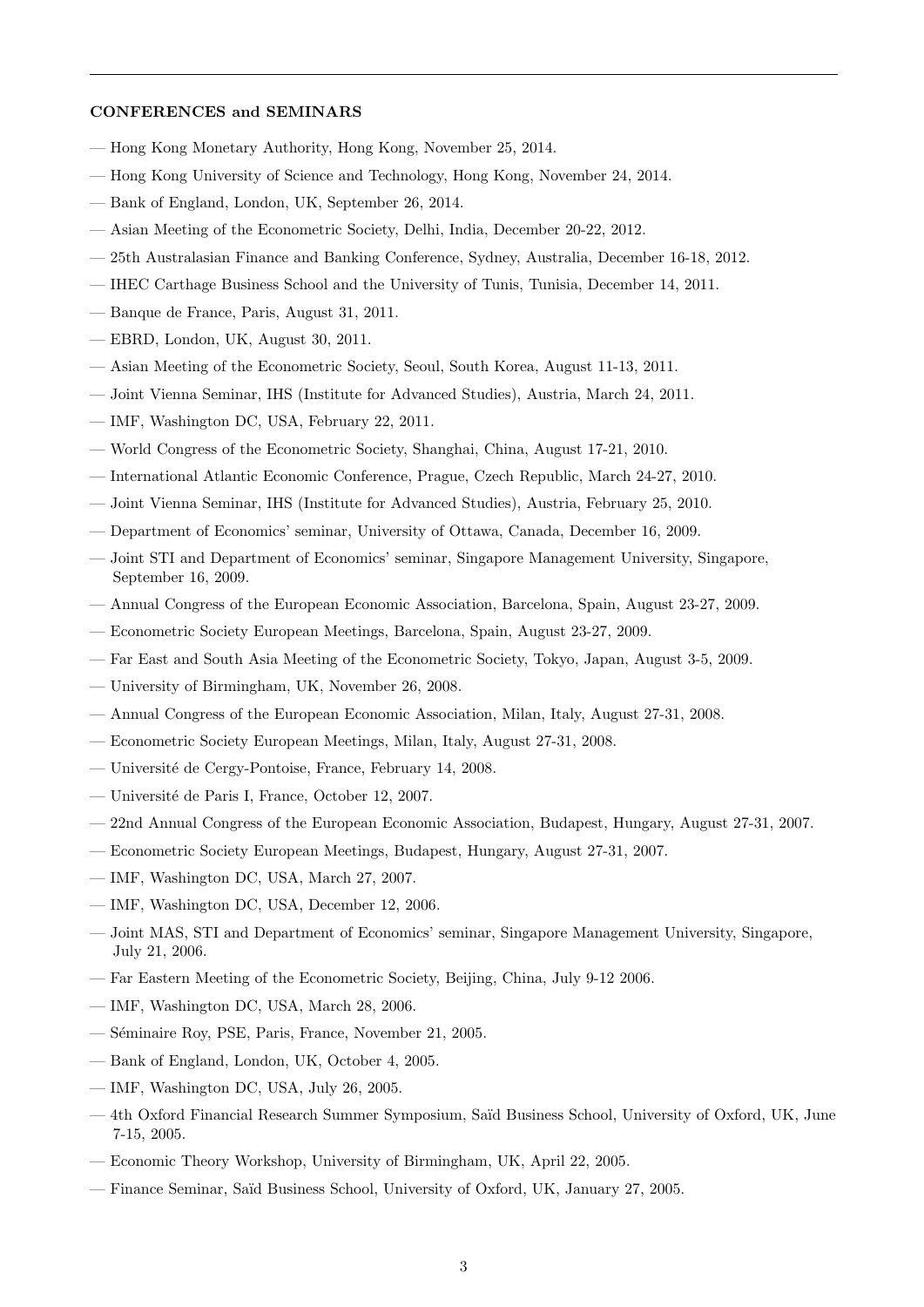**CONFERENCES and SEMINARS**

— Hong Kong Monetary Authority, Hong Kong, November 25, 2014.

— Hong Kong University of Science and Technology, Hong Kong, November 24, 2014.

— Bank of England, London, UK, September 26, 2014.

— Asian Meeting of the Econometric Society, Delhi, India, December 20-22, 2012.

— 25th Australasian Finance and Banking Conference, Sydney, Australia, December 16-18, 2012.

— IHEC Carthage Business School and the University of Tunis, Tunisia, December 14, 2011.

— Banque de France, Paris, August 31, 2011.

— EBRD, London, UK, August 30, 2011.

— Asian Meeting of the Econometric Society, Seoul, South Korea, August 11-13, 2011.

— Joint Vienna Seminar, IHS (Institute for Advanced Studies), Austria, March 24, 2011.

— IMF, Washington DC, USA, February 22, 2011.

— World Congress of the Econometric Society, Shanghai, China, August 17-21, 2010.

— International Atlantic Economic Conference, Prague, Czech Republic, March 24-27, 2010.

— Joint Vienna Seminar, IHS (Institute for Advanced Studies), Austria, February 25, 2010.

— Department of Economics' seminar, University of Ottawa, Canada, December 16, 2009.

— Joint STI and Department of Economics' seminar, Singapore Management University, Singapore, September 16, 2009.

— Annual Congress of the European Economic Association, Barcelona, Spain, August 23-27, 2009.

— Econometric Society European Meetings, Barcelona, Spain, August 23-27, 2009.

— Far East and South Asia Meeting of the Econometric Society, Tokyo, Japan, August 3-5, 2009.

— University of Birmingham, UK, November 26, 2008.

— Annual Congress of the European Economic Association, Milan, Italy, August 27-31, 2008.

— Econometric Society European Meetings, Milan, Italy, August 27-31, 2008.

— Université de Cergy-Pontoise, France, February 14, 2008.

— Université de Paris I, France, October 12, 2007.

— 22nd Annual Congress of the European Economic Association, Budapest, Hungary, August 27-31, 2007.

— Econometric Society European Meetings, Budapest, Hungary, August 27-31, 2007.

— IMF, Washington DC, USA, March 27, 2007.

— IMF, Washington DC, USA, December 12, 2006.

— Joint MAS, STI and Department of Economics' seminar, Singapore Management University, Singapore, July 21, 2006.

— Far Eastern Meeting of the Econometric Society, Beijing, China, July 9-12 2006.

— IMF, Washington DC, USA, March 28, 2006.

— Séminaire Roy, PSE, Paris, France, November 21, 2005.

— Bank of England, London, UK, October 4, 2005.

— IMF, Washington DC, USA, July 26, 2005.

— 4th Oxford Financial Research Summer Symposium, Saïd Business School, University of Oxford, UK, June 7-15, 2005.

— Economic Theory Workshop, University of Birmingham, UK, April 22, 2005.

— Finance Seminar, Saïd Business School, University of Oxford, UK, January 27, 2005.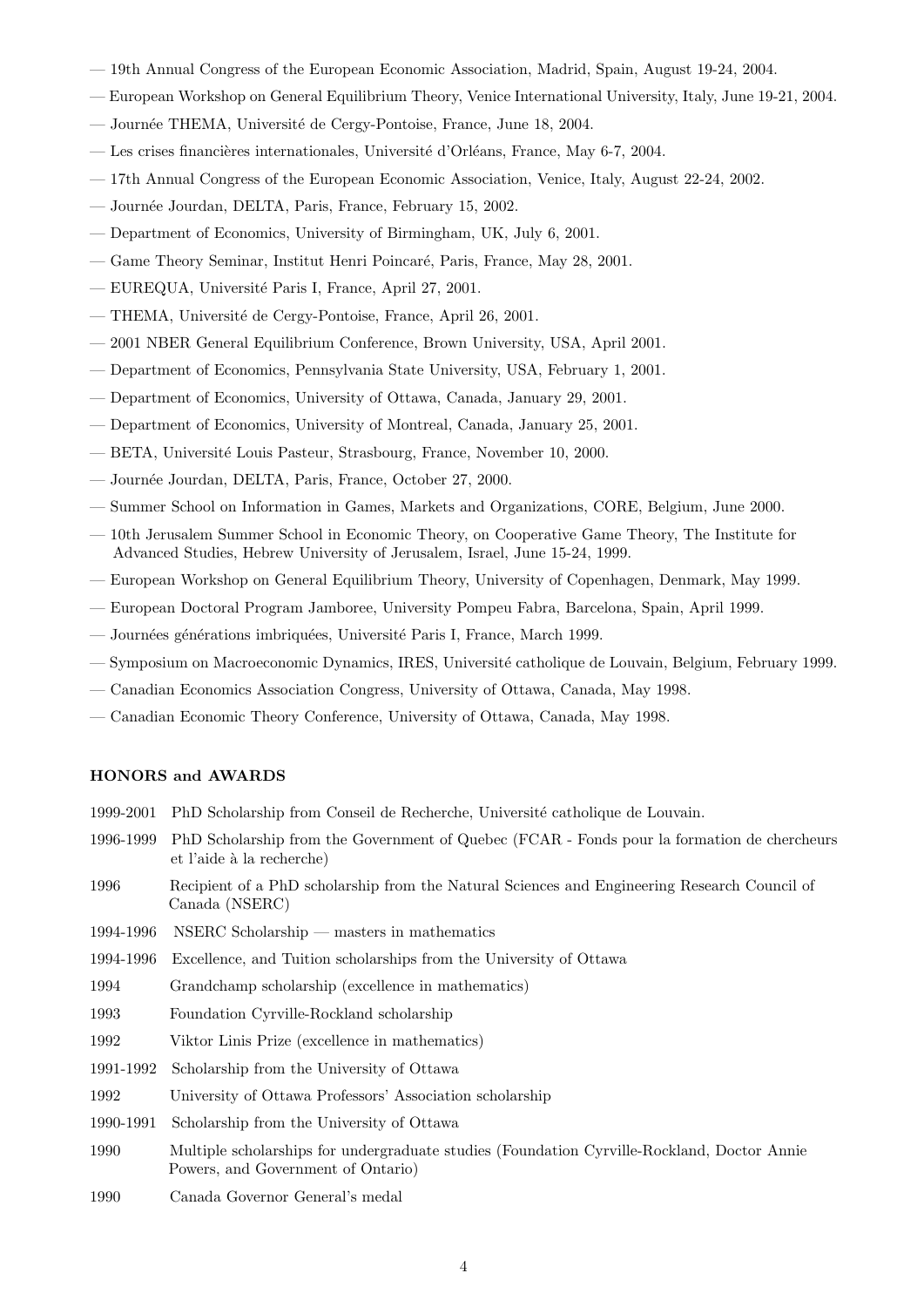— 19th Annual Congress of the European Economic Association, Madrid, Spain, August 19-24, 2004.

— European Workshop on General Equilibrium Theory, Venice International University, Italy, June 19-21, 2004.

— Journée THEMA, Université de Cergy-Pontoise, France, June 18, 2004.

— Les crises financières internationales, Université d'Orléans, France, May 6-7, 2004.

— 17th Annual Congress of the European Economic Association, Venice, Italy, August 22-24, 2002.

— Journée Jourdan, DELTA, Paris, France, February 15, 2002.

— Department of Economics, University of Birmingham, UK, July 6, 2001.

— Game Theory Seminar, Institut Henri Poincaré, Paris, France, May 28, 2001.

— EUREQUA, Université Paris I, France, April 27, 2001.

— THEMA, Université de Cergy-Pontoise, France, April 26, 2001.

— 2001 NBER General Equilibrium Conference, Brown University, USA, April 2001.

— Department of Economics, Pennsylvania State University, USA, February 1, 2001.

— Department of Economics, University of Ottawa, Canada, January 29, 2001.

— Department of Economics, University of Montreal, Canada, January 25, 2001.

— BETA, Université Louis Pasteur, Strasbourg, France, November 10, 2000.

— Journée Jourdan, DELTA, Paris, France, October 27, 2000.

— Summer School on Information in Games, Markets and Organizations, CORE, Belgium, June 2000.

— 10th Jerusalem Summer School in Economic Theory, on Cooperative Game Theory, The Institute for Advanced Studies, Hebrew University of Jerusalem, Israel, June 15-24, 1999.

— European Workshop on General Equilibrium Theory, University of Copenhagen, Denmark, May 1999.

— European Doctoral Program Jamboree, University Pompeu Fabra, Barcelona, Spain, April 1999.

— Journées générations imbriquées, Université Paris I, France, March 1999.

— Symposium on Macroeconomic Dynamics, IRES, Université catholique de Louvain, Belgium, February 1999.

— Canadian Economics Association Congress, University of Ottawa, Canada, May 1998.

— Canadian Economic Theory Conference, University of Ottawa, Canada, May 1998.

### HONORS and AWARDS

1999-2001 PhD Scholarship from Conseil de Recherche, Université catholique de Louvain.

1996-1999 PhD Scholarship from the Government of Quebec (FCAR - Fonds pour la formation de chercheurs et l'aide à la recherche)

1996 Recipient of a PhD scholarship from the Natural Sciences and Engineering Research Council of Canada (NSERC)

1994-1996 NSERC Scholarship — masters in mathematics

1994-1996 Excellence, and Tuition scholarships from the University of Ottawa

1994 Grandchamp scholarship (excellence in mathematics)

1993 Foundation Cyrville-Rockland scholarship

1992 Viktor Linis Prize (excellence in mathematics)

1991-1992 Scholarship from the University of Ottawa

1992 University of Ottawa Professors' Association scholarship

1990-1991 Scholarship from the University of Ottawa

1990 Multiple scholarships for undergraduate studies (Foundation Cyrville-Rockland, Doctor Annie Powers, and Government of Ontario)

1990 Canada Governor General's medal